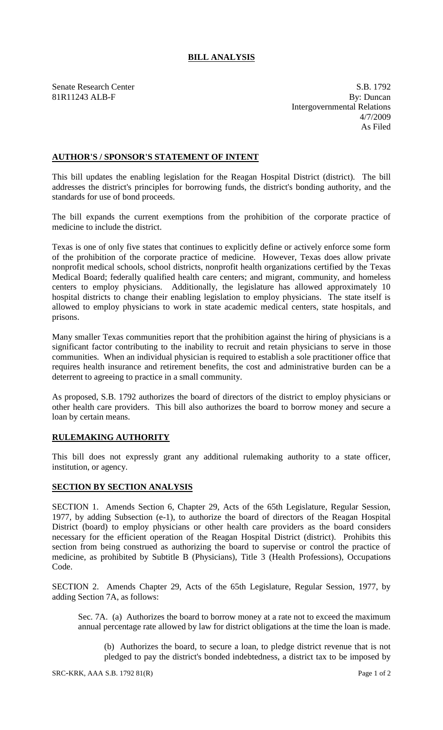## BILL ANALYSIS

Senate Research Center
81R11243 ALB-F

S.B. 1792
By: Duncan
Intergovernmental Relations
4/7/2009
As Filed

### AUTHOR'S / SPONSOR'S STATEMENT OF INTENT

This bill updates the enabling legislation for the Reagan Hospital District (district). The bill addresses the district's principles for borrowing funds, the district's bonding authority, and the standards for use of bond proceeds.

The bill expands the current exemptions from the prohibition of the corporate practice of medicine to include the district.

Texas is one of only five states that continues to explicitly define or actively enforce some form of the prohibition of the corporate practice of medicine. However, Texas does allow private nonprofit medical schools, school districts, nonprofit health organizations certified by the Texas Medical Board; federally qualified health care centers; and migrant, community, and homeless centers to employ physicians. Additionally, the legislature has allowed approximately 10 hospital districts to change their enabling legislation to employ physicians. The state itself is allowed to employ physicians to work in state academic medical centers, state hospitals, and prisons.

Many smaller Texas communities report that the prohibition against the hiring of physicians is a significant factor contributing to the inability to recruit and retain physicians to serve in those communities. When an individual physician is required to establish a sole practitioner office that requires health insurance and retirement benefits, the cost and administrative burden can be a deterrent to agreeing to practice in a small community.

As proposed, S.B. 1792 authorizes the board of directors of the district to employ physicians or other health care providers. This bill also authorizes the board to borrow money and secure a loan by certain means.

### RULEMAKING AUTHORITY

This bill does not expressly grant any additional rulemaking authority to a state officer, institution, or agency.

### SECTION BY SECTION ANALYSIS

SECTION 1. Amends Section 6, Chapter 29, Acts of the 65th Legislature, Regular Session, 1977, by adding Subsection (e-1), to authorize the board of directors of the Reagan Hospital District (board) to employ physicians or other health care providers as the board considers necessary for the efficient operation of the Reagan Hospital District (district). Prohibits this section from being construed as authorizing the board to supervise or control the practice of medicine, as prohibited by Subtitle B (Physicians), Title 3 (Health Professions), Occupations Code.

SECTION 2. Amends Chapter 29, Acts of the 65th Legislature, Regular Session, 1977, by adding Section 7A, as follows:

Sec. 7A. (a) Authorizes the board to borrow money at a rate not to exceed the maximum annual percentage rate allowed by law for district obligations at the time the loan is made.

(b) Authorizes the board, to secure a loan, to pledge district revenue that is not pledged to pay the district's bonded indebtedness, a district tax to be imposed by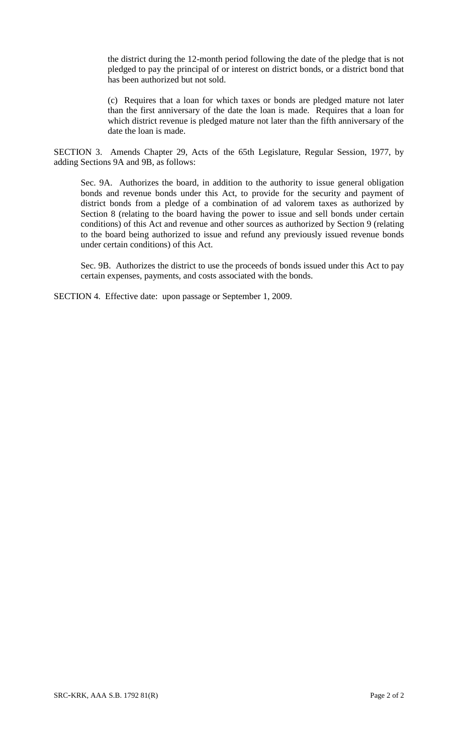the district during the 12-month period following the date of the pledge that is not pledged to pay the principal of or interest on district bonds, or a district bond that has been authorized but not sold.

(c) Requires that a loan for which taxes or bonds are pledged mature not later than the first anniversary of the date the loan is made. Requires that a loan for which district revenue is pledged mature not later than the fifth anniversary of the date the loan is made.

SECTION 3. Amends Chapter 29, Acts of the 65th Legislature, Regular Session, 1977, by adding Sections 9A and 9B, as follows:

Sec. 9A. Authorizes the board, in addition to the authority to issue general obligation bonds and revenue bonds under this Act, to provide for the security and payment of district bonds from a pledge of a combination of ad valorem taxes as authorized by Section 8 (relating to the board having the power to issue and sell bonds under certain conditions) of this Act and revenue and other sources as authorized by Section 9 (relating to the board being authorized to issue and refund any previously issued revenue bonds under certain conditions) of this Act.

Sec. 9B. Authorizes the district to use the proceeds of bonds issued under this Act to pay certain expenses, payments, and costs associated with the bonds.

SECTION 4. Effective date: upon passage or September 1, 2009.